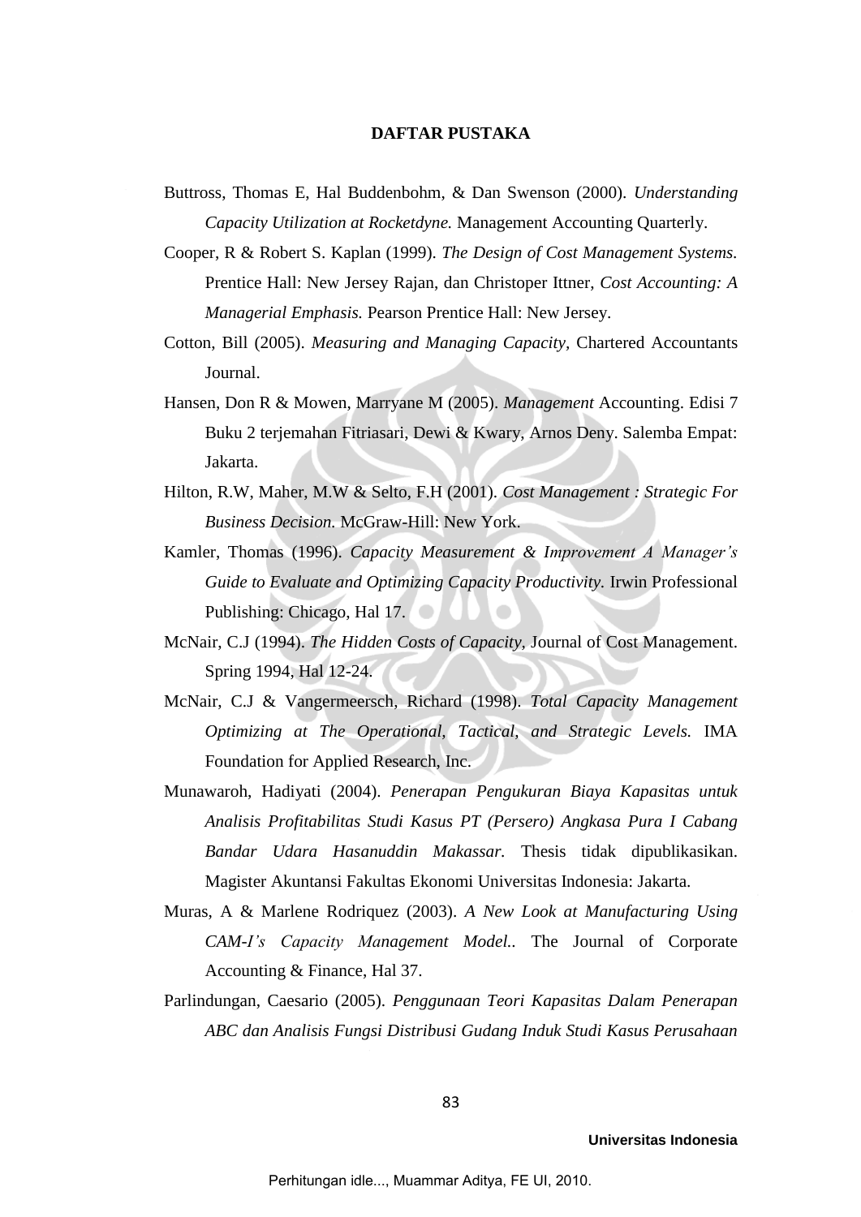# DAFTAR PUSTAKA

Buttross, Thomas E, Hal Buddenbohm, & Dan Swenson (2000). *Understanding Capacity Utilization at Rocketdyne.* Management Accounting Quarterly.

Cooper, R & Robert S. Kaplan (1999). *The Design of Cost Management Systems.* Prentice Hall: New Jersey Rajan, dan Christoper Ittner, *Cost Accounting: A Managerial Emphasis.* Pearson Prentice Hall: New Jersey.

Cotton, Bill (2005). *Measuring and Managing Capacity*, Chartered Accountants Journal.

Hansen, Don R & Mowen, Marryane M (2005). *Management* Accounting. Edisi 7 Buku 2 terjemahan Fitriasari, Dewi & Kwary, Arnos Deny. Salemba Empat: Jakarta.

Hilton, R.W, Maher, M.W & Selto, F.H (2001). *Cost Management : Strategic For Business Decision.* McGraw-Hill: New York.

Kamler, Thomas (1996). *Capacity Measurement & Improvement A Manager's Guide to Evaluate and Optimizing Capacity Productivity.* Irwin Professional Publishing: Chicago, Hal 17.

McNair, C.J (1994). *The Hidden Costs of Capacity*, Journal of Cost Management. Spring 1994, Hal 12-24.

McNair, C.J & Vangermeersch, Richard (1998). *Total Capacity Management Optimizing at The Operational, Tactical, and Strategic Levels.* IMA Foundation for Applied Research, Inc.

Munawaroh, Hadiyati (2004). *Penerapan Pengukuran Biaya Kapasitas untuk Analisis Profitabilitas Studi Kasus PT (Persero) Angkasa Pura I Cabang Bandar Udara Hasanuddin Makassar.* Thesis tidak dipublikasikan. Magister Akuntansi Fakultas Ekonomi Universitas Indonesia: Jakarta.

Muras, A & Marlene Rodriquez (2003). *A New Look at Manufacturing Using CAM-I's Capacity Management Model..* The Journal of Corporate Accounting & Finance, Hal 37.

Parlindungan, Caesario (2005). *Penggunaan Teori Kapasitas Dalam Penerapan ABC dan Analisis Fungsi Distribusi Gudang Induk Studi Kasus Perusahaan*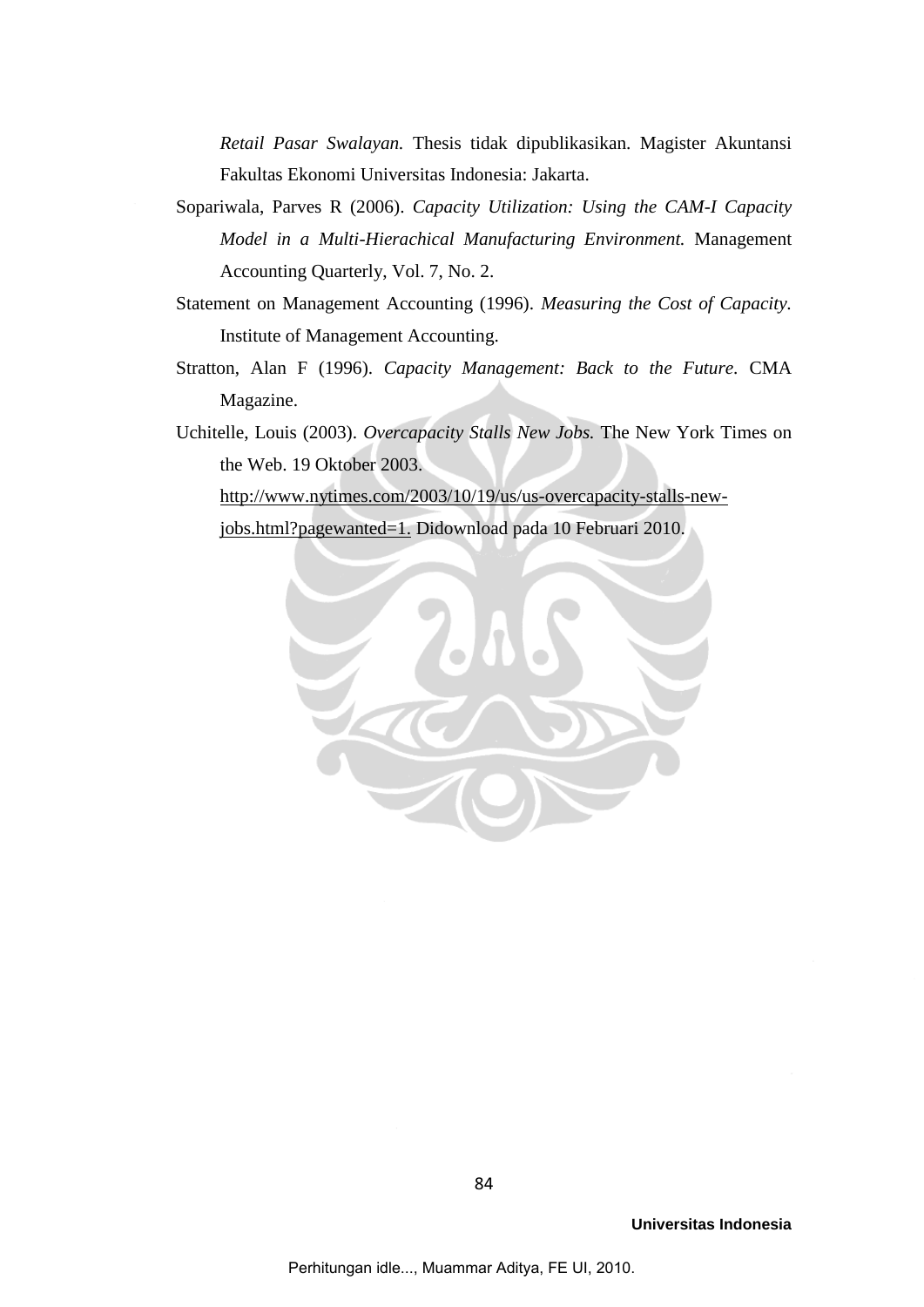*Retail Pasar Swalayan.* Thesis tidak dipublikasikan. Magister Akuntansi Fakultas Ekonomi Universitas Indonesia: Jakarta.

Sopariwala, Parves R (2006). *Capacity Utilization: Using the CAM-I Capacity Model in a Multi-Hierachical Manufacturing Environment.* Management Accounting Quarterly, Vol. 7, No. 2.

Statement on Management Accounting (1996). *Measuring the Cost of Capacity.* Institute of Management Accounting.

Stratton, Alan F (1996). *Capacity Management: Back to the Future.* CMA Magazine.

Uchitelle, Louis (2003). *Overcapacity Stalls New Jobs.* The New York Times on the Web. 19 Oktober 2003. http://www.nytimes.com/2003/10/19/us/us-overcapacity-stalls-new-jobs.html?pagewanted=1. Didownload pada 10 Februari 2010.